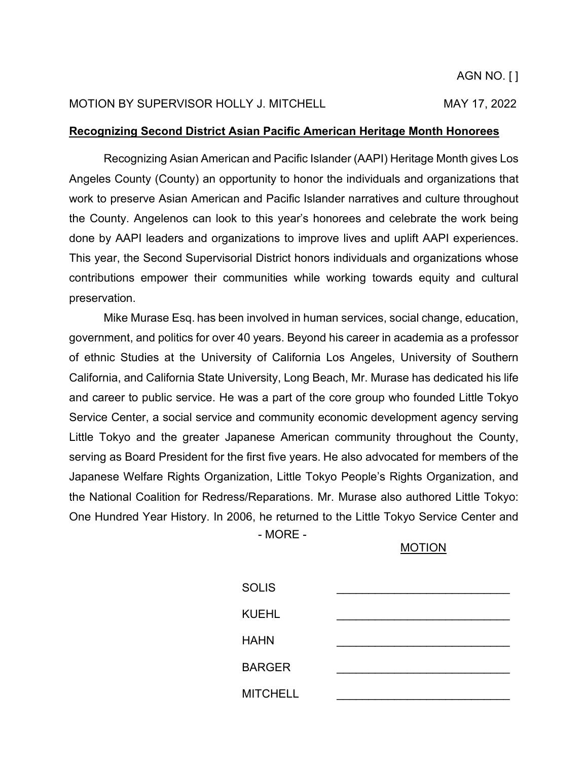AGN NO. [ ]

MOTION BY SUPERVISOR HOLLY J. MITCHELL MAY 17, 2022

**Recognizing Second District Asian Pacific American Heritage Month Honorees**

Recognizing Asian American and Pacific Islander (AAPI) Heritage Month gives Los Angeles County (County) an opportunity to honor the individuals and organizations that work to preserve Asian American and Pacific Islander narratives and culture throughout the County. Angelenos can look to this year's honorees and celebrate the work being done by AAPI leaders and organizations to improve lives and uplift AAPI experiences. This year, the Second Supervisorial District honors individuals and organizations whose contributions empower their communities while working towards equity and cultural preservation.

Mike Murase Esq. has been involved in human services, social change, education, government, and politics for over 40 years. Beyond his career in academia as a professor of ethnic Studies at the University of California Los Angeles, University of Southern California, and California State University, Long Beach, Mr. Murase has dedicated his life and career to public service. He was a part of the core group who founded Little Tokyo Service Center, a social service and community economic development agency serving Little Tokyo and the greater Japanese American community throughout the County, serving as Board President for the first five years. He also advocated for members of the Japanese Welfare Rights Organization, Little Tokyo People's Rights Organization, and the National Coalition for Redress/Reparations. Mr. Murase also authored Little Tokyo: One Hundred Year History. In 2006, he returned to the Little Tokyo Service Center and

\- MORE -

MOTION

| | |
|---|---|
| SOLIS | _______________ |
| KUEHL | _______________ |
| HAHN | _______________ |
| BARGER | _______________ |
| MITCHELL | _______________ |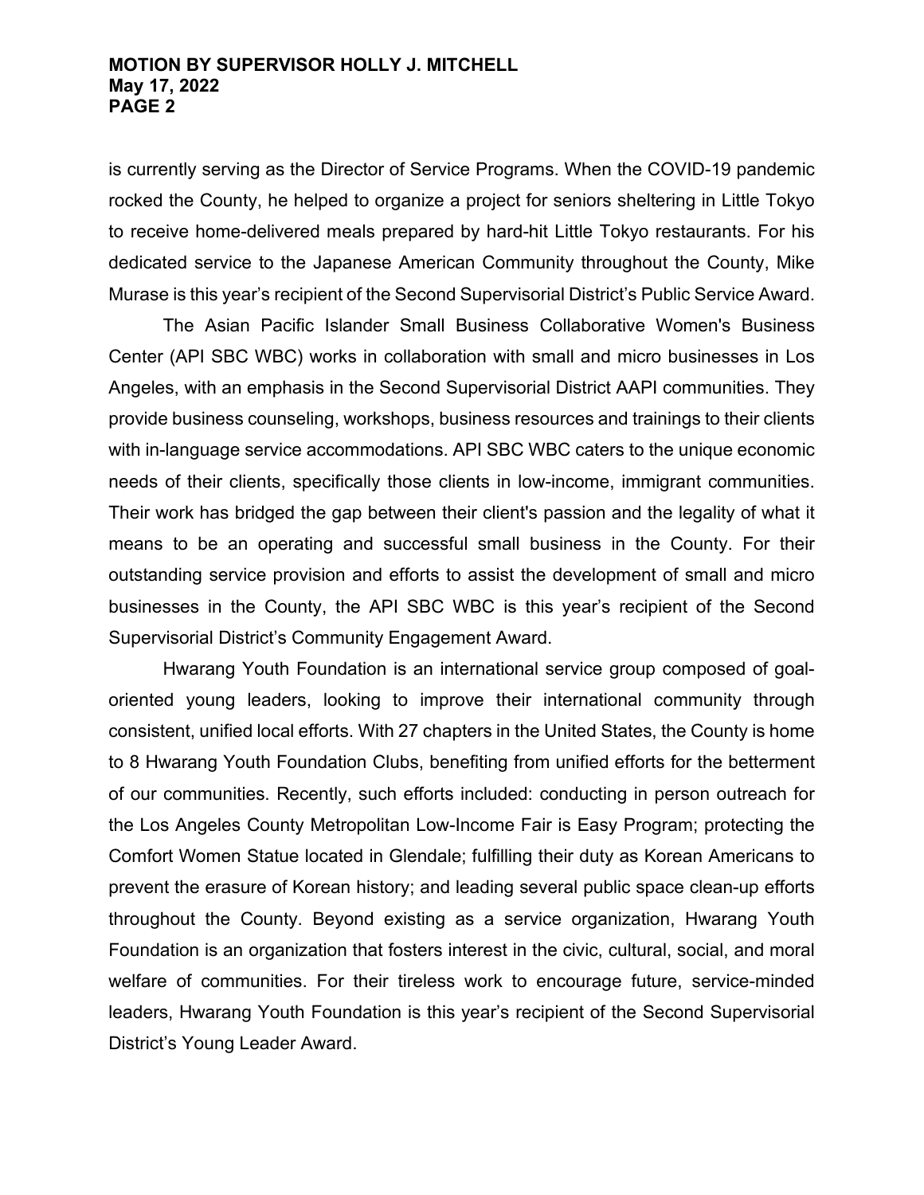is currently serving as the Director of Service Programs. When the COVID-19 pandemic rocked the County, he helped to organize a project for seniors sheltering in Little Tokyo to receive home-delivered meals prepared by hard-hit Little Tokyo restaurants. For his dedicated service to the Japanese American Community throughout the County, Mike Murase is this year's recipient of the Second Supervisorial District's Public Service Award.

The Asian Pacific Islander Small Business Collaborative Women's Business Center (API SBC WBC) works in collaboration with small and micro businesses in Los Angeles, with an emphasis in the Second Supervisorial District AAPI communities. They provide business counseling, workshops, business resources and trainings to their clients with in-language service accommodations. API SBC WBC caters to the unique economic needs of their clients, specifically those clients in low-income, immigrant communities. Their work has bridged the gap between their client's passion and the legality of what it means to be an operating and successful small business in the County. For their outstanding service provision and efforts to assist the development of small and micro businesses in the County, the API SBC WBC is this year's recipient of the Second Supervisorial District's Community Engagement Award.

Hwarang Youth Foundation is an international service group composed of goal-oriented young leaders, looking to improve their international community through consistent, unified local efforts. With 27 chapters in the United States, the County is home to 8 Hwarang Youth Foundation Clubs, benefiting from unified efforts for the betterment of our communities. Recently, such efforts included: conducting in person outreach for the Los Angeles County Metropolitan Low-Income Fair is Easy Program; protecting the Comfort Women Statue located in Glendale; fulfilling their duty as Korean Americans to prevent the erasure of Korean history; and leading several public space clean-up efforts throughout the County. Beyond existing as a service organization, Hwarang Youth Foundation is an organization that fosters interest in the civic, cultural, social, and moral welfare of communities. For their tireless work to encourage future, service-minded leaders, Hwarang Youth Foundation is this year's recipient of the Second Supervisorial District's Young Leader Award.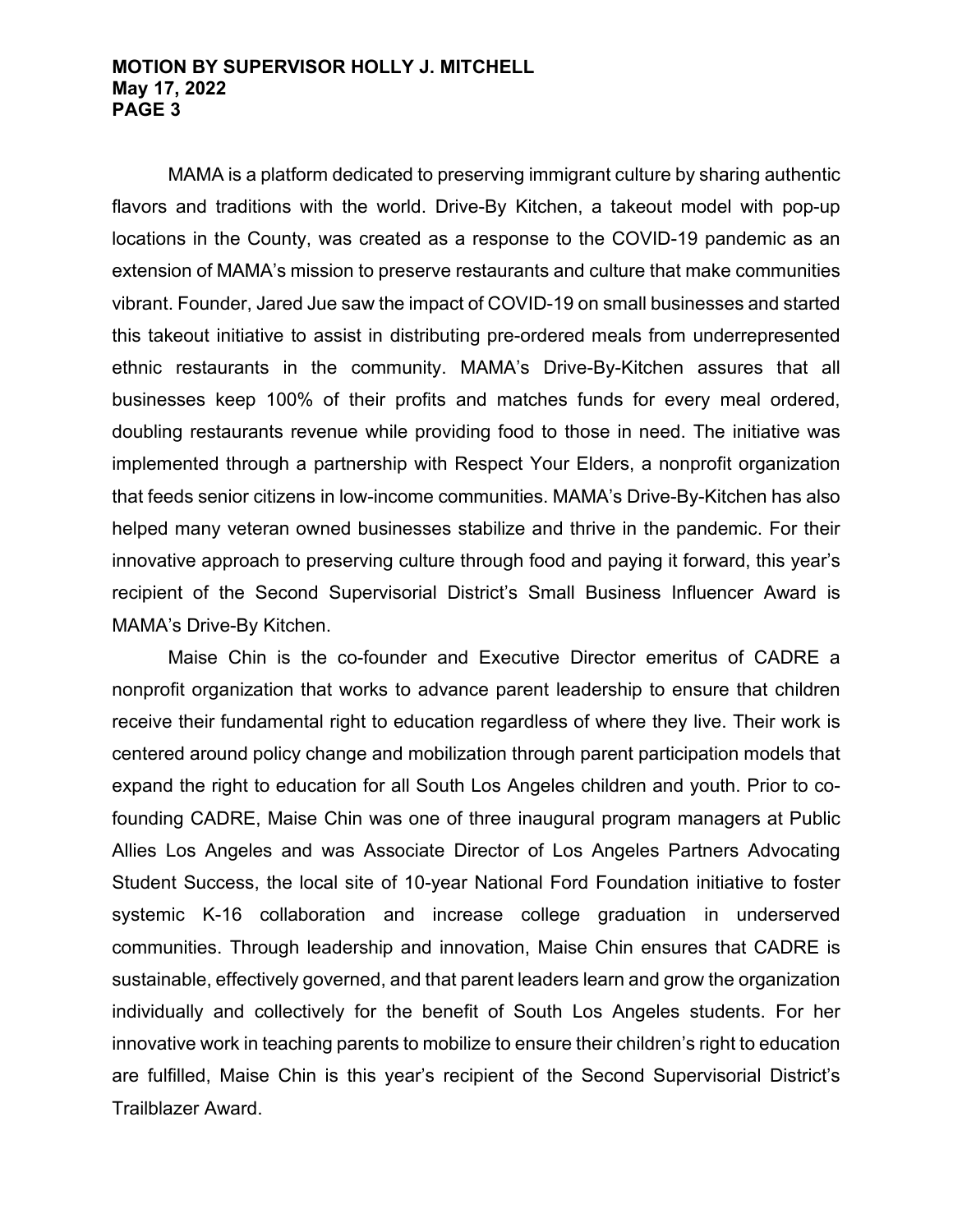MAMA is a platform dedicated to preserving immigrant culture by sharing authentic flavors and traditions with the world. Drive-By Kitchen, a takeout model with pop-up locations in the County, was created as a response to the COVID-19 pandemic as an extension of MAMA's mission to preserve restaurants and culture that make communities vibrant. Founder, Jared Jue saw the impact of COVID-19 on small businesses and started this takeout initiative to assist in distributing pre-ordered meals from underrepresented ethnic restaurants in the community. MAMA's Drive-By-Kitchen assures that all businesses keep 100% of their profits and matches funds for every meal ordered, doubling restaurants revenue while providing food to those in need. The initiative was implemented through a partnership with Respect Your Elders, a nonprofit organization that feeds senior citizens in low-income communities. MAMA's Drive-By-Kitchen has also helped many veteran owned businesses stabilize and thrive in the pandemic. For their innovative approach to preserving culture through food and paying it forward, this year's recipient of the Second Supervisorial District's Small Business Influencer Award is MAMA's Drive-By Kitchen.

Maise Chin is the co-founder and Executive Director emeritus of CADRE a nonprofit organization that works to advance parent leadership to ensure that children receive their fundamental right to education regardless of where they live. Their work is centered around policy change and mobilization through parent participation models that expand the right to education for all South Los Angeles children and youth. Prior to co-founding CADRE, Maise Chin was one of three inaugural program managers at Public Allies Los Angeles and was Associate Director of Los Angeles Partners Advocating Student Success, the local site of 10-year National Ford Foundation initiative to foster systemic K-16 collaboration and increase college graduation in underserved communities. Through leadership and innovation, Maise Chin ensures that CADRE is sustainable, effectively governed, and that parent leaders learn and grow the organization individually and collectively for the benefit of South Los Angeles students. For her innovative work in teaching parents to mobilize to ensure their children's right to education are fulfilled, Maise Chin is this year's recipient of the Second Supervisorial District's Trailblazer Award.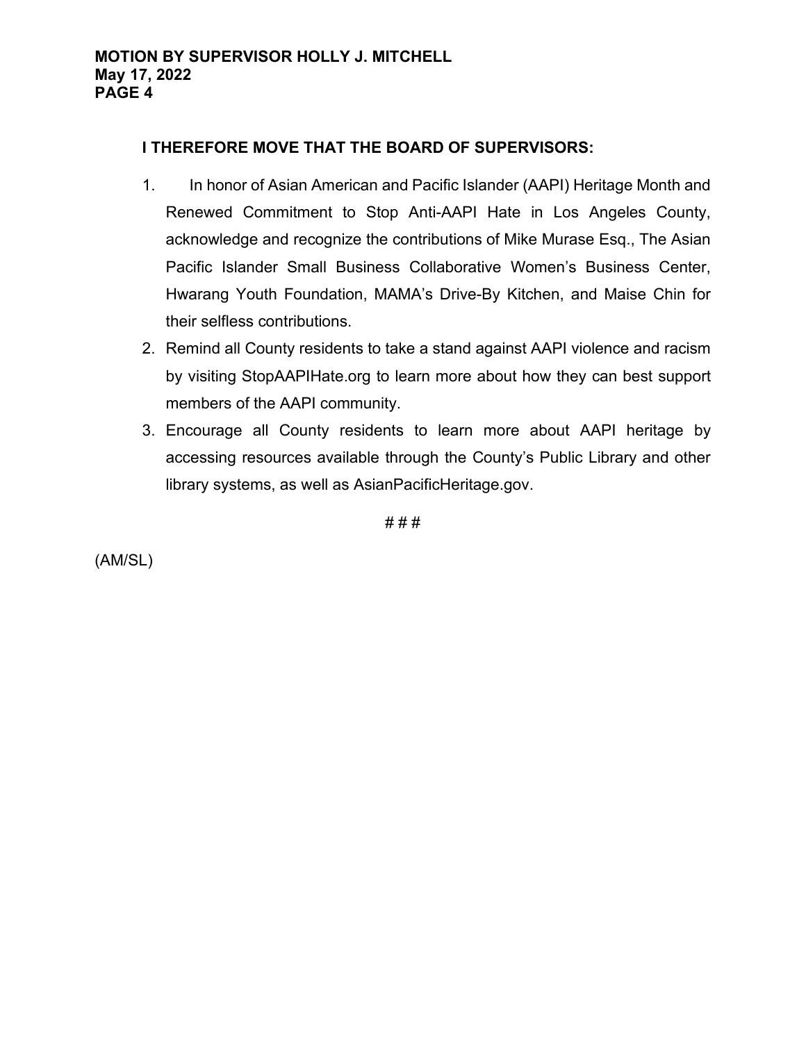**I THEREFORE MOVE THAT THE BOARD OF SUPERVISORS:**

1. In honor of Asian American and Pacific Islander (AAPI) Heritage Month and Renewed Commitment to Stop Anti-AAPI Hate in Los Angeles County, acknowledge and recognize the contributions of Mike Murase Esq., The Asian Pacific Islander Small Business Collaborative Women's Business Center, Hwarang Youth Foundation, MAMA's Drive-By Kitchen, and Maise Chin for their selfless contributions.
2. Remind all County residents to take a stand against AAPI violence and racism by visiting StopAAPIHate.org to learn more about how they can best support members of the AAPI community.
3. Encourage all County residents to learn more about AAPI heritage by accessing resources available through the County's Public Library and other library systems, as well as AsianPacificHeritage.gov.

# # #

(AM/SL)